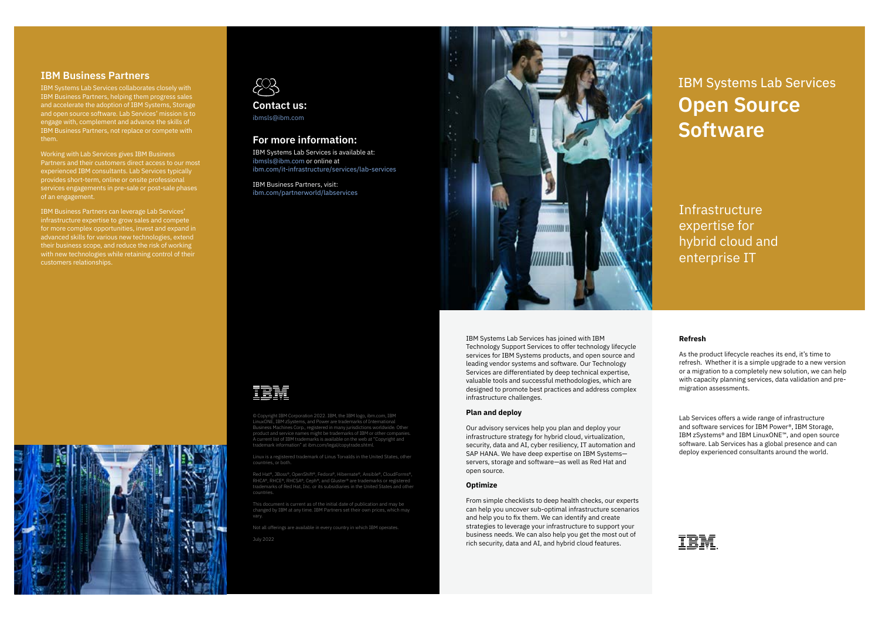# IBM Systems Lab Services
# Open Source Software

Infrastructure expertise for hybrid cloud and enterprise IT

IBM Systems Lab Services has joined with IBM Technology Support Services to offer technology lifecycle services for IBM Systems products, and open source and leading vendor systems and software. Our Technology Services are differentiated by deep technical expertise, valuable tools and successful methodologies, which are designed to promote best practices and address complex infrastructure challenges.

**Plan and deploy**

Our advisory services help you plan and deploy your infrastructure strategy for hybrid cloud, virtualization, security, data and AI, cyber resiliency, IT automation and SAP HANA. We have deep expertise on IBM Systems—servers, storage and software—as well as Red Hat and open source.

**Optimize**

From simple checklists to deep health checks, our experts can help you uncover sub-optimal infrastructure scenarios and help you to fix them. We can identify and create strategies to leverage your infrastructure to support your business needs. We can also help you get the most out of rich security, data and AI, and hybrid cloud features.

**Refresh**

As the product lifecycle reaches its end, it's time to refresh. Whether it is a simple upgrade to a new version or a migration to a completely new solution, we can help with capacity planning services, data validation and pre-migration assessments.

Lab Services offers a wide range of infrastructure and software services for IBM Power®, IBM Storage, IBM zSystems® and IBM LinuxONE™, and open source software. Lab Services has a global presence and can deploy experienced consultants around the world.

## IBM Business Partners

IBM Systems Lab Services collaborates closely with IBM Business Partners, helping them progress sales and accelerate the adoption of IBM Systems, Storage and open source software. Lab Services' mission is to engage with, complement and advance the skills of IBM Business Partners, not replace or compete with them.

Working with Lab Services gives IBM Business Partners and their customers direct access to our most experienced IBM consultants. Lab Services typically provides short-term, online or onsite professional services engagements in pre-sale or post-sale phases of an engagement.

IBM Business Partners can leverage Lab Services' infrastructure expertise to grow sales and compete for more complex opportunities, invest and expand in advanced skills for various new technologies, extend their business scope, and reduce the risk of working with new technologies while retaining control of their customers relationships.

## Contact us:

ibmsls@ibm.com

## For more information:

IBM Systems Lab Services is available at: ibmsls@ibm.com or online at ibm.com/it-infrastructure/services/lab-services

IBM Business Partners, visit: ibm.com/partnerworld/labservices

© Copyright IBM Corporation 2022. IBM, the IBM logo, ibm.com, IBM LinuxONE, IBM zSystems, and Power are trademarks of International Business Machines Corp., registered in many jurisdictions worldwide. Other product and service names might be trademarks of IBM or other companies. A current list of IBM trademarks is available on the web at "Copyright and trademark information" at ibm.com/legal/copytrade.shtml.

Linux is a registered trademark of Linus Torvalds in the United States, other countries, or both.

Red Hat®, JBoss®, OpenShift®, Fedora®, Hibernate®, Ansible®, CloudForms®, RHCA®, RHCE®, RHCSA®, Ceph®, and Gluster® are trademarks or registered trademarks of Red Hat, Inc. or its subsidiaries in the United States and other countries.

This document is current as of the initial date of publication and may be changed by IBM at any time. IBM Partners set their own prices, which may vary.

Not all offerings are available in every country in which IBM operates.

July 2022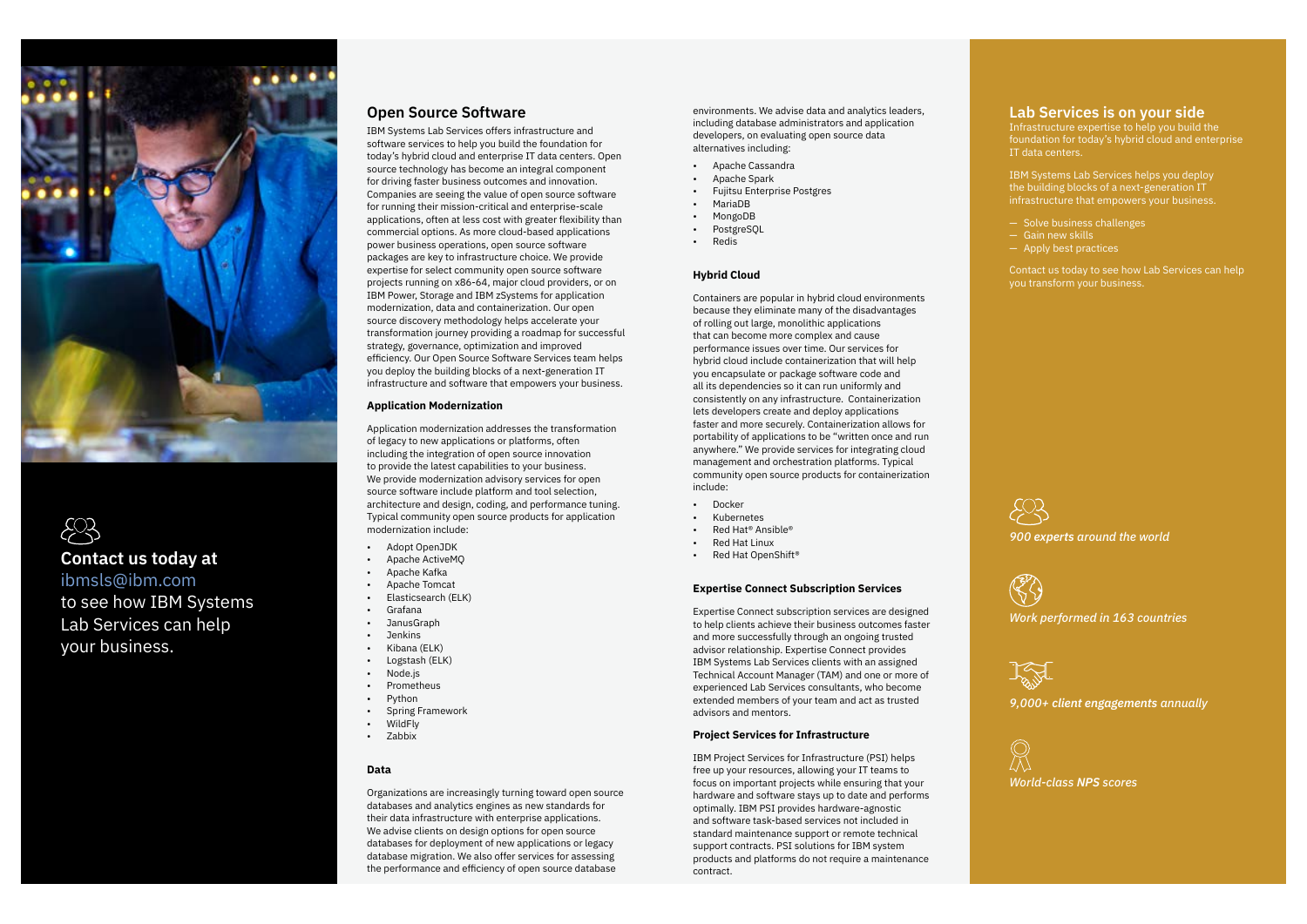Contact us today at ibmsls@ibm.com to see how IBM Systems Lab Services can help your business.

## Open Source Software

IBM Systems Lab Services offers infrastructure and software services to help you build the foundation for today's hybrid cloud and enterprise IT data centers. Open source technology has become an integral component for driving faster business outcomes and innovation. Companies are seeing the value of open source software for running their mission-critical and enterprise-scale applications, often at less cost with greater flexibility than commercial options. As more cloud-based applications power business operations, open source software packages are key to infrastructure choice. We provide expertise for select community open source software projects running on x86-64, major cloud providers, or on IBM Power, Storage and IBM zSystems for application modernization, data and containerization. Our open source discovery methodology helps accelerate your transformation journey providing a roadmap for successful strategy, governance, optimization and improved efficiency. Our Open Source Software Services team helps you deploy the building blocks of a next-generation IT infrastructure and software that empowers your business.

### Application Modernization

Application modernization addresses the transformation of legacy to new applications or platforms, often including the integration of open source innovation to provide the latest capabilities to your business. We provide modernization advisory services for open source software include platform and tool selection, architecture and design, coding, and performance tuning. Typical community open source products for application modernization include:

- Adopt OpenJDK
- Apache ActiveMQ
- Apache Kafka
- Apache Tomcat
- Elasticsearch (ELK)
- Grafana
- JanusGraph
- Jenkins
- Kibana (ELK)
- Logstash (ELK)
- Node.js
- Prometheus
- Python
- Spring Framework
- WildFly
- Zabbix

### Data

Organizations are increasingly turning toward open source databases and analytics engines as new standards for their data infrastructure with enterprise applications. We advise clients on design options for open source databases for deployment of new applications or legacy database migration. We also offer services for assessing the performance and efficiency of open source database environments. We advise data and analytics leaders, including database administrators and application developers, on evaluating open source data alternatives including:

- Apache Cassandra
- Apache Spark
- Fujitsu Enterprise Postgres
- MariaDB
- MongoDB
- PostgreSQL
- Redis

### Hybrid Cloud

Containers are popular in hybrid cloud environments because they eliminate many of the disadvantages of rolling out large, monolithic applications that can become more complex and cause performance issues over time. Our services for hybrid cloud include containerization that will help you encapsulate or package software code and all its dependencies so it can run uniformly and consistently on any infrastructure. Containerization lets developers create and deploy applications faster and more securely. Containerization allows for portability of applications to be "written once and run anywhere." We provide services for integrating cloud management and orchestration platforms. Typical community open source products for containerization include:

- Docker
- Kubernetes
- Red Hat® Ansible®
- Red Hat Linux
- Red Hat OpenShift®

### Expertise Connect Subscription Services

Expertise Connect subscription services are designed to help clients achieve their business outcomes faster and more successfully through an ongoing trusted advisor relationship. Expertise Connect provides IBM Systems Lab Services clients with an assigned Technical Account Manager (TAM) and one or more of experienced Lab Services consultants, who become extended members of your team and act as trusted advisors and mentors.

### Project Services for Infrastructure

IBM Project Services for Infrastructure (PSI) helps free up your resources, allowing your IT teams to focus on important projects while ensuring that your hardware and software stays up to date and performs optimally. IBM PSI provides hardware-agnostic and software task-based services not included in standard maintenance support or remote technical support contracts. PSI solutions for IBM system products and platforms do not require a maintenance contract.

## Lab Services is on your side

Infrastructure expertise to help you build the foundation for today's hybrid cloud and enterprise IT data centers.

IBM Systems Lab Services helps you deploy the building blocks of a next-generation IT infrastructure that empowers your business.

- Solve business challenges
- Gain new skills
- Apply best practices

Contact us today to see how Lab Services can help you transform your business.

*900 experts around the world*

*Work performed in 163 countries*

*9,000+ client engagements annually*

*World-class NPS scores*